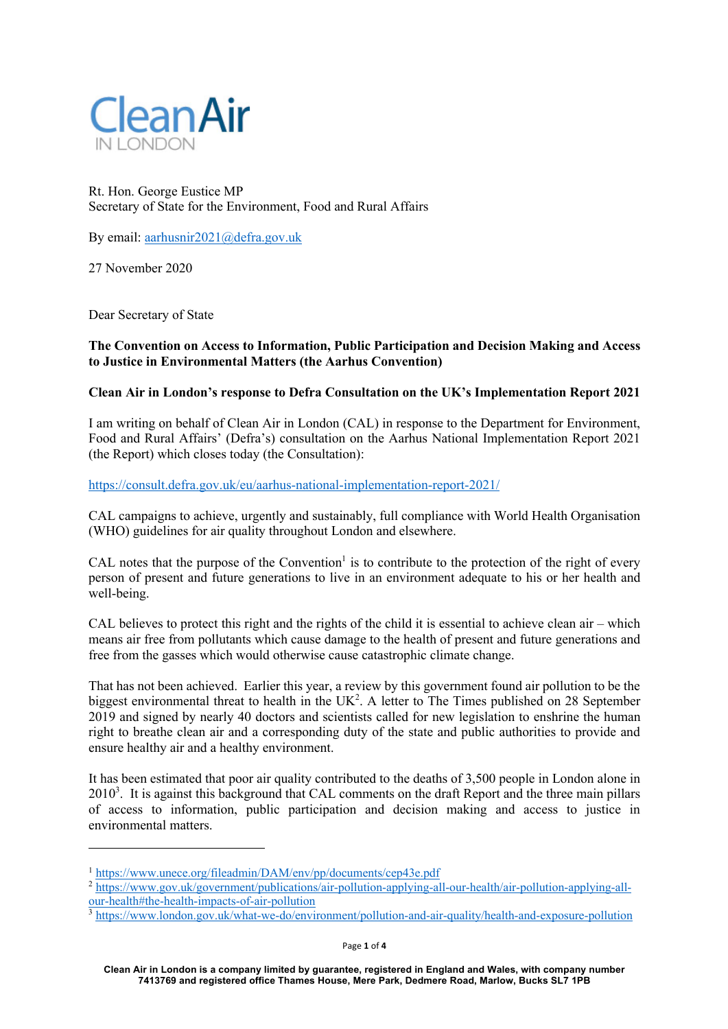CleanAir IN LONDON

Rt. Hon. George Eustice MP
Secretary of State for the Environment, Food and Rural Affairs

By email: aarhusnir2021@defra.gov.uk

27 November 2020

Dear Secretary of State

**The Convention on Access to Information, Public Participation and Decision Making and Access to Justice in Environmental Matters (the Aarhus Convention)**

**Clean Air in London's response to Defra Consultation on the UK's Implementation Report 2021**

I am writing on behalf of Clean Air in London (CAL) in response to the Department for Environment, Food and Rural Affairs' (Defra's) consultation on the Aarhus National Implementation Report 2021 (the Report) which closes today (the Consultation):

https://consult.defra.gov.uk/eu/aarhus-national-implementation-report-2021/

CAL campaigns to achieve, urgently and sustainably, full compliance with World Health Organisation (WHO) guidelines for air quality throughout London and elsewhere.

CAL notes that the purpose of the Convention[1] is to contribute to the protection of the right of every person of present and future generations to live in an environment adequate to his or her health and well-being.

CAL believes to protect this right and the rights of the child it is essential to achieve clean air – which means air free from pollutants which cause damage to the health of present and future generations and free from the gasses which would otherwise cause catastrophic climate change.

That has not been achieved. Earlier this year, a review by this government found air pollution to be the biggest environmental threat to health in the UK[2]. A letter to The Times published on 28 September 2019 and signed by nearly 40 doctors and scientists called for new legislation to enshrine the human right to breathe clean air and a corresponding duty of the state and public authorities to provide and ensure healthy air and a healthy environment.

It has been estimated that poor air quality contributed to the deaths of 3,500 people in London alone in 2010[3]. It is against this background that CAL comments on the draft Report and the three main pillars of access to information, public participation and decision making and access to justice in environmental matters.

---

[1] https://www.unece.org/fileadmin/DAM/env/pp/documents/cep43e.pdf
[2] https://www.gov.uk/government/publications/air-pollution-applying-all-our-health/air-pollution-applying-all-our-health#the-health-impacts-of-air-pollution
[3] https://www.london.gov.uk/what-we-do/environment/pollution-and-air-quality/health-and-exposure-pollution

**Clean Air in London is a company limited by guarantee, registered in England and Wales, with company number 7413769 and registered office Thames House, Mere Park, Dedmere Road, Marlow, Bucks SL7 1PB**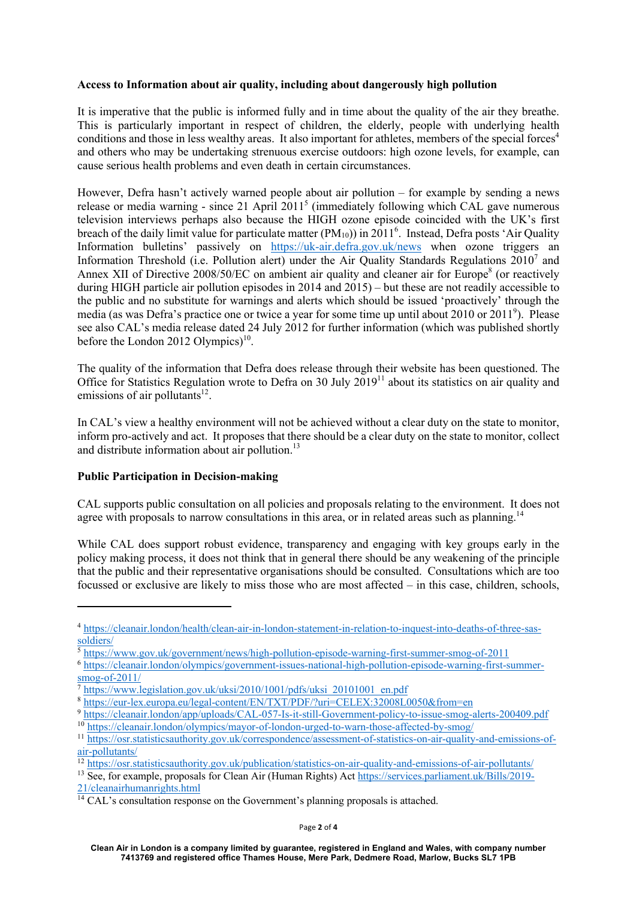**Access to Information about air quality, including about dangerously high pollution**

It is imperative that the public is informed fully and in time about the quality of the air they breathe. This is particularly important in respect of children, the elderly, people with underlying health conditions and those in less wealthy areas. It also important for athletes, members of the special forces[4] and others who may be undertaking strenuous exercise outdoors: high ozone levels, for example, can cause serious health problems and even death in certain circumstances.

However, Defra hasn't actively warned people about air pollution – for example by sending a news release or media warning - since 21 April 2011[5] (immediately following which CAL gave numerous television interviews perhaps also because the HIGH ozone episode coincided with the UK's first breach of the daily limit value for particulate matter ($PM_{10}$)) in 2011[6]. Instead, Defra posts 'Air Quality Information bulletins' passively on https://uk-air.defra.gov.uk/news when ozone triggers an Information Threshold (i.e. Pollution alert) under the Air Quality Standards Regulations 2010[7] and Annex XII of Directive 2008/50/EC on ambient air quality and cleaner air for Europe[8] (or reactively during HIGH particle air pollution episodes in 2014 and 2015) – but these are not readily accessible to the public and no substitute for warnings and alerts which should be issued 'proactively' through the media (as was Defra's practice one or twice a year for some time up until about 2010 or 2011[9]). Please see also CAL's media release dated 24 July 2012 for further information (which was published shortly before the London 2012 Olympics)[10].

The quality of the information that Defra does release through their website has been questioned. The Office for Statistics Regulation wrote to Defra on 30 July 2019[11] about its statistics on air quality and emissions of air pollutants[12].

In CAL's view a healthy environment will not be achieved without a clear duty on the state to monitor, inform pro-actively and act. It proposes that there should be a clear duty on the state to monitor, collect and distribute information about air pollution.[13]

**Public Participation in Decision-making**

CAL supports public consultation on all policies and proposals relating to the environment. It does not agree with proposals to narrow consultations in this area, or in related areas such as planning.[14]

While CAL does support robust evidence, transparency and engaging with key groups early in the policy making process, it does not think that in general there should be any weakening of the principle that the public and their representative organisations should be consulted. Consultations which are too focussed or exclusive are likely to miss those who are most affected – in this case, children, schools,

---

[4] https://cleanair.london/health/clean-air-in-london-statement-in-relation-to-inquest-into-deaths-of-three-sas-soldiers/

[5] https://www.gov.uk/government/news/high-pollution-episode-warning-first-summer-smog-of-2011

[6] https://cleanair.london/olympics/government-issues-national-high-pollution-episode-warning-first-summer-smog-of-2011/

[7] https://www.legislation.gov.uk/uksi/2010/1001/pdfs/uksi_20101001_en.pdf

[8] https://eur-lex.europa.eu/legal-content/EN/TXT/PDF/?uri=CELEX:32008L0050&from=en

[9] https://cleanair.london/app/uploads/CAL-057-Is-it-still-Government-policy-to-issue-smog-alerts-200409.pdf

[10] https://cleanair.london/olympics/mayor-of-london-urged-to-warn-those-affected-by-smog/

[11] https://osr.statisticsauthority.gov.uk/correspondence/assessment-of-statistics-on-air-quality-and-emissions-of-air-pollutants/

[12] https://osr.statisticsauthority.gov.uk/publication/statistics-on-air-quality-and-emissions-of-air-pollutants/

[13] See, for example, proposals for Clean Air (Human Rights) Act https://services.parliament.uk/Bills/2019-21/cleanairhumanrights.html

[14] CAL's consultation response on the Government's planning proposals is attached.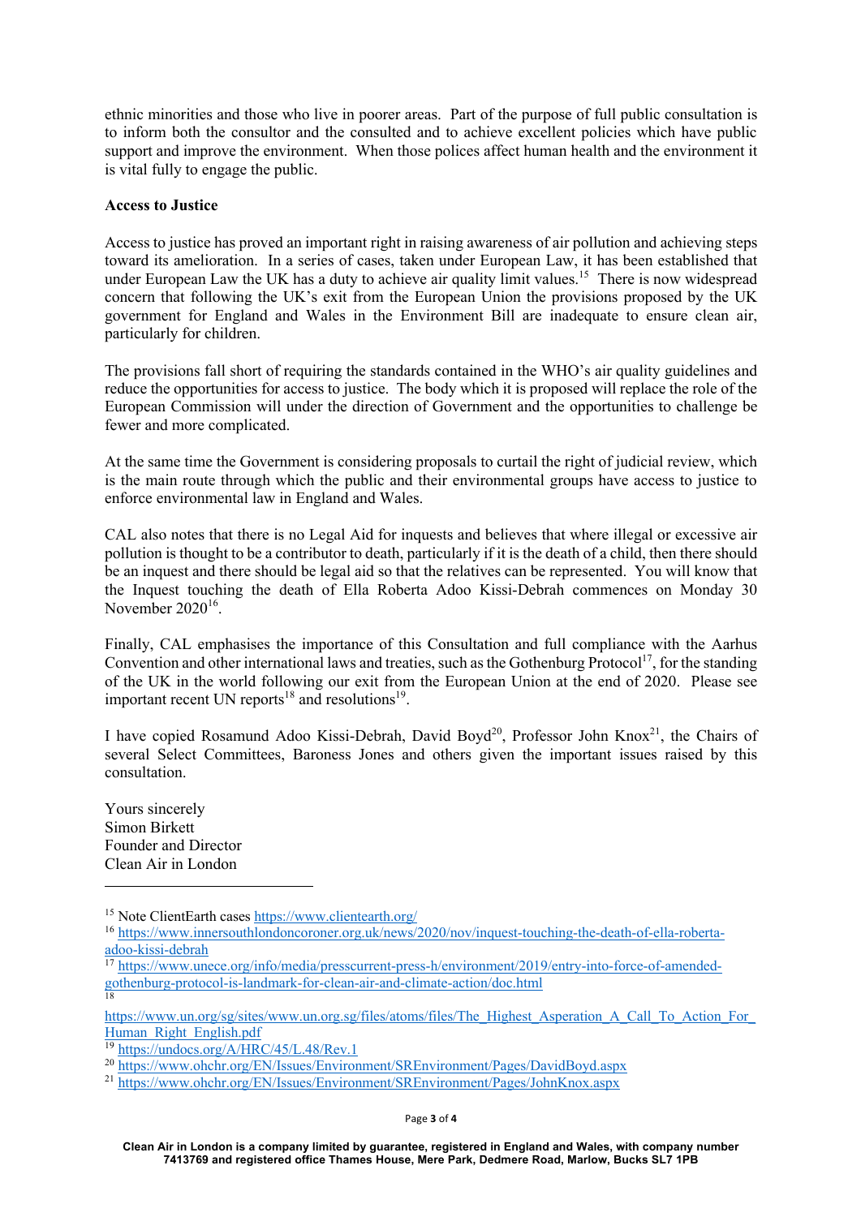ethnic minorities and those who live in poorer areas. Part of the purpose of full public consultation is to inform both the consultor and the consulted and to achieve excellent policies which have public support and improve the environment. When those polices affect human health and the environment it is vital fully to engage the public.

**Access to Justice**

Access to justice has proved an important right in raising awareness of air pollution and achieving steps toward its amelioration. In a series of cases, taken under European Law, it has been established that under European Law the UK has a duty to achieve air quality limit values.[15] There is now widespread concern that following the UK's exit from the European Union the provisions proposed by the UK government for England and Wales in the Environment Bill are inadequate to ensure clean air, particularly for children.

The provisions fall short of requiring the standards contained in the WHO's air quality guidelines and reduce the opportunities for access to justice. The body which it is proposed will replace the role of the European Commission will under the direction of Government and the opportunities to challenge be fewer and more complicated.

At the same time the Government is considering proposals to curtail the right of judicial review, which is the main route through which the public and their environmental groups have access to justice to enforce environmental law in England and Wales.

CAL also notes that there is no Legal Aid for inquests and believes that where illegal or excessive air pollution is thought to be a contributor to death, particularly if it is the death of a child, then there should be an inquest and there should be legal aid so that the relatives can be represented. You will know that the Inquest touching the death of Ella Roberta Adoo Kissi-Debrah commences on Monday 30 November 2020[16].

Finally, CAL emphasises the importance of this Consultation and full compliance with the Aarhus Convention and other international laws and treaties, such as the Gothenburg Protocol[17], for the standing of the UK in the world following our exit from the European Union at the end of 2020. Please see important recent UN reports[18] and resolutions[19].

I have copied Rosamund Adoo Kissi-Debrah, David Boyd[20], Professor John Knox[21], the Chairs of several Select Committees, Baroness Jones and others given the important issues raised by this consultation.

Yours sincerely
Simon Birkett
Founder and Director
Clean Air in London

---

[15] Note ClientEarth cases https://www.clientearth.org/

[16] https://www.innersouthlondoncoroner.org.uk/news/2020/nov/inquest-touching-the-death-of-ella-roberta-adoo-kissi-debrah

[17] https://www.unece.org/info/media/presscurrent-press-h/environment/2019/entry-into-force-of-amended-gothenburg-protocol-is-landmark-for-clean-air-and-climate-action/doc.html

[18] https://www.un.org/sg/sites/www.un.org.sg/files/atoms/files/The_Highest_Asperation_A_Call_To_Action_For_Human_Right_English.pdf

[19] https://undocs.org/A/HRC/45/L.48/Rev.1

[20] https://www.ohchr.org/EN/Issues/Environment/SREnvironment/Pages/DavidBoyd.aspx

[21] https://www.ohchr.org/EN/Issues/Environment/SREnvironment/Pages/JohnKnox.aspx

**Clean Air in London is a company limited by guarantee, registered in England and Wales, with company number 7413769 and registered office Thames House, Mere Park, Dedmere Road, Marlow, Bucks SL7 1PB**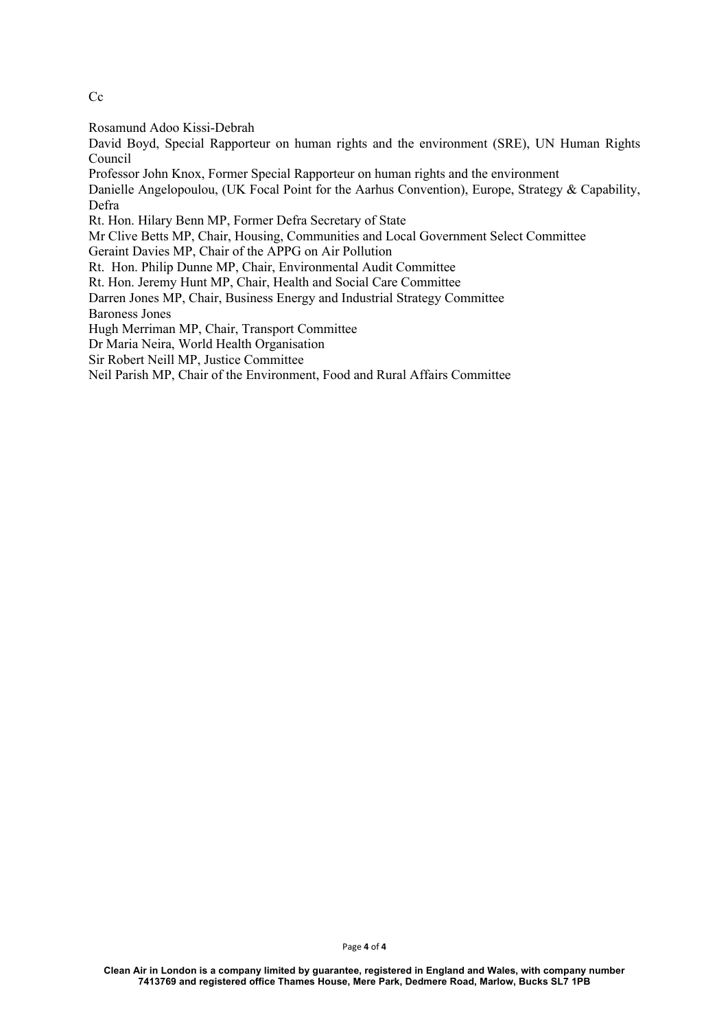Cc

Rosamund Adoo Kissi-Debrah

David Boyd, Special Rapporteur on human rights and the environment (SRE), UN Human Rights Council

Professor John Knox, Former Special Rapporteur on human rights and the environment

Danielle Angelopoulou, (UK Focal Point for the Aarhus Convention), Europe, Strategy & Capability, Defra

Rt. Hon. Hilary Benn MP, Former Defra Secretary of State

Mr Clive Betts MP, Chair, Housing, Communities and Local Government Select Committee

Geraint Davies MP, Chair of the APPG on Air Pollution

Rt. Hon. Philip Dunne MP, Chair, Environmental Audit Committee

Rt. Hon. Jeremy Hunt MP, Chair, Health and Social Care Committee

Darren Jones MP, Chair, Business Energy and Industrial Strategy Committee

Baroness Jones

Hugh Merriman MP, Chair, Transport Committee

Dr Maria Neira, World Health Organisation

Sir Robert Neill MP, Justice Committee

Neil Parish MP, Chair of the Environment, Food and Rural Affairs Committee

**Clean Air in London is a company limited by guarantee, registered in England and Wales, with company number 7413769 and registered office Thames House, Mere Park, Dedmere Road, Marlow, Bucks SL7 1PB**